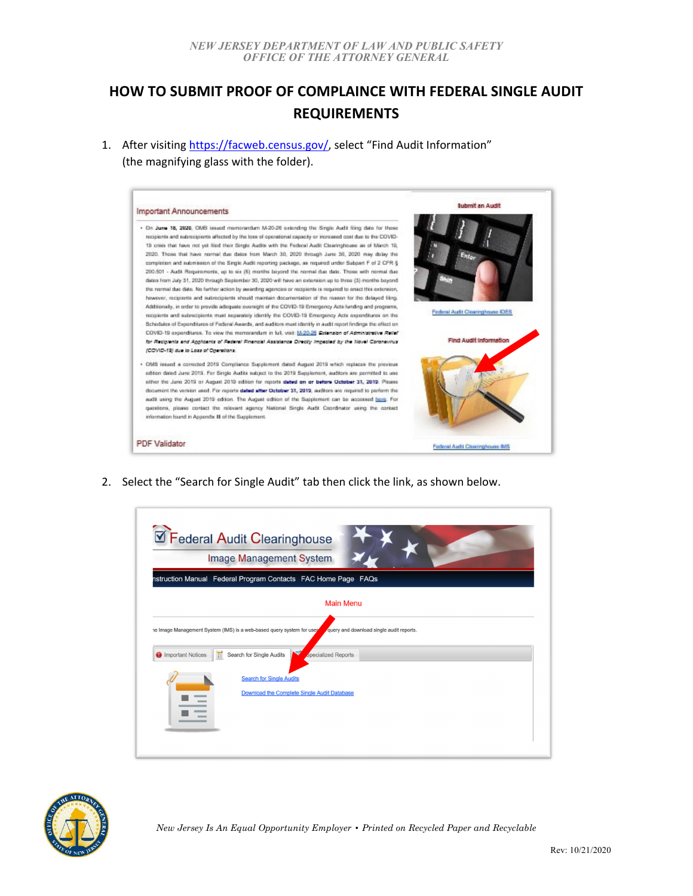*NEW JERSEY DEPARTMENT OF LAW AND PUBLIC SAFETY*
*OFFICE OF THE ATTORNEY GENERAL*

# HOW TO SUBMIT PROOF OF COMPLAINCE WITH FEDERAL SINGLE AUDIT REQUIREMENTS

1. After visiting https://facweb.census.gov/, select "Find Audit Information" (the magnifying glass with the folder).

2. Select the "Search for Single Audit" tab then click the link, as shown below.

*New Jersey Is An Equal Opportunity Employer • Printed on Recycled Paper and Recyclable*

Rev: 10/21/2020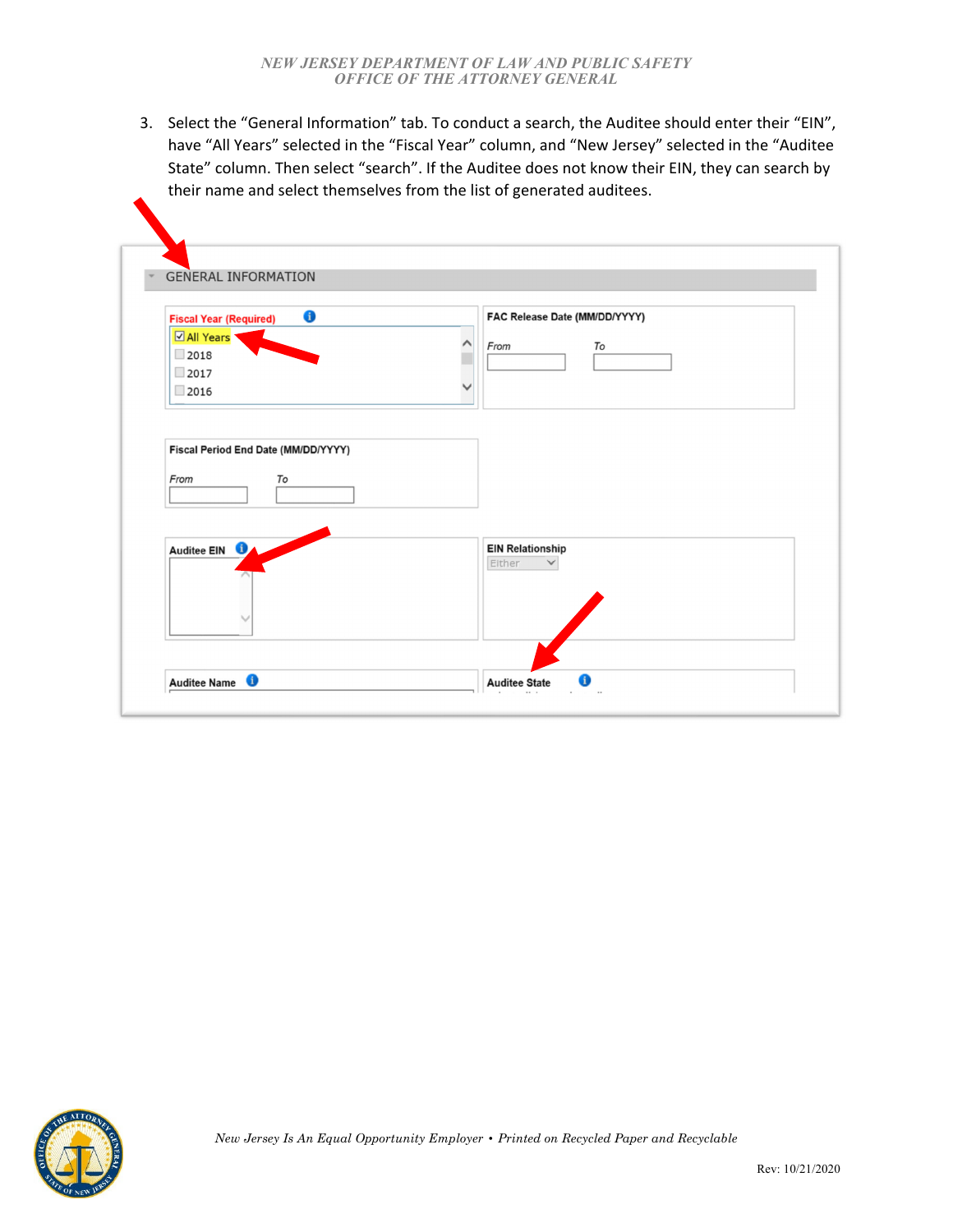3. Select the "General Information" tab. To conduct a search, the Auditee should enter their "EIN", have "All Years" selected in the "Fiscal Year" column, and "New Jersey" selected in the "Auditee State" column. Then select "search". If the Auditee does not know their EIN, they can search by their name and select themselves from the list of generated auditees.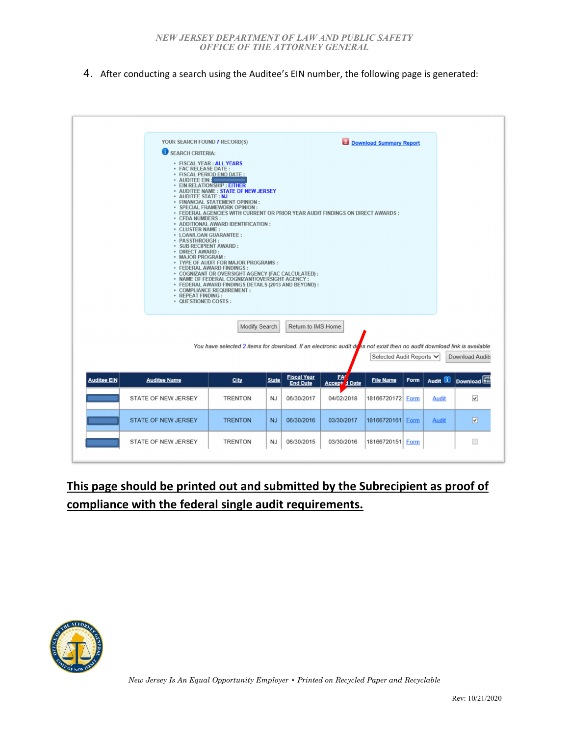4. After conducting a search using the Auditee's EIN number, the following page is generated:

YOUR SEARCH FOUND 7 RECORD(S)

Download Summary Report

SEARCH CRITERIA:

- FISCAL YEAR : ALL YEARS
- FAC RELEASE DATE :
- FISCAL PERIOD END DATE :
- AUDITEE EIN :
- EIN RELATIONSHIP : EITHER
- AUDITEE NAME : STATE OF NEW JERSEY
- AUDITEE STATE : NJ
- FINANCIAL STATEMENT OPINION :
- SPECIAL FRAMEWORK OPINION :
- FEDERAL AGENCIES WITH CURRENT OR PRIOR YEAR AUDIT FINDINGS ON DIRECT AWARDS :
- CFDA NUMBERS :
- ADDITIONAL AWARD IDENTIFICATION :
- CLUSTER NAME :
- LOAN/LOAN GUARANTEE :
- PASSTHROUGH :
- SUB RECIPIENT AWARD :
- DIRECT AWARD :
- MAJOR PROGRAM :
- TYPE OF AUDIT FOR MAJOR PROGRAMS :
- FEDERAL AWARD FINDINGS :
- COGNIZANT OR OVERSIGHT AGENCY (FAC CALCULATED) :
- NAME OF FEDERAL COGNIZANT/OVERSIGHT AGENCY :
- FEDERAL AWARD FINDINGS DETAILS (2013 AND BEYOND) :
- COMPLIANCE REQUIREMENT :
- REPEAT FINDING :
- QUESTIONED COSTS :

Modify Search | Return to IMS Home

You have selected 2 items for download. If an electronic audit does not exist then no audit download link is available

Selected Audit Reports | Download Audits

| Auditee EIN | Auditee Name | City | State | Fiscal Year End Date | FAC Accepted Date | File Name | Form | Audit | Download |
|---|---|---|---|---|---|---|---|---|---|
| | STATE OF NEW JERSEY | TRENTON | NJ | 06/30/2017 | 04/02/2018 | 18166720172 | Form | Audit | ☑ |
| | STATE OF NEW JERSEY | TRENTON | NJ | 06/30/2016 | 03/30/2017 | 18166720161 | Form | Audit | ☑ |
| | STATE OF NEW JERSEY | TRENTON | NJ | 06/30/2015 | 03/30/2016 | 18166720151 | Form | | ☐ |

**<u>This page should be printed out and submitted by the Subrecipient as proof of compliance with the federal single audit requirements.</u>**